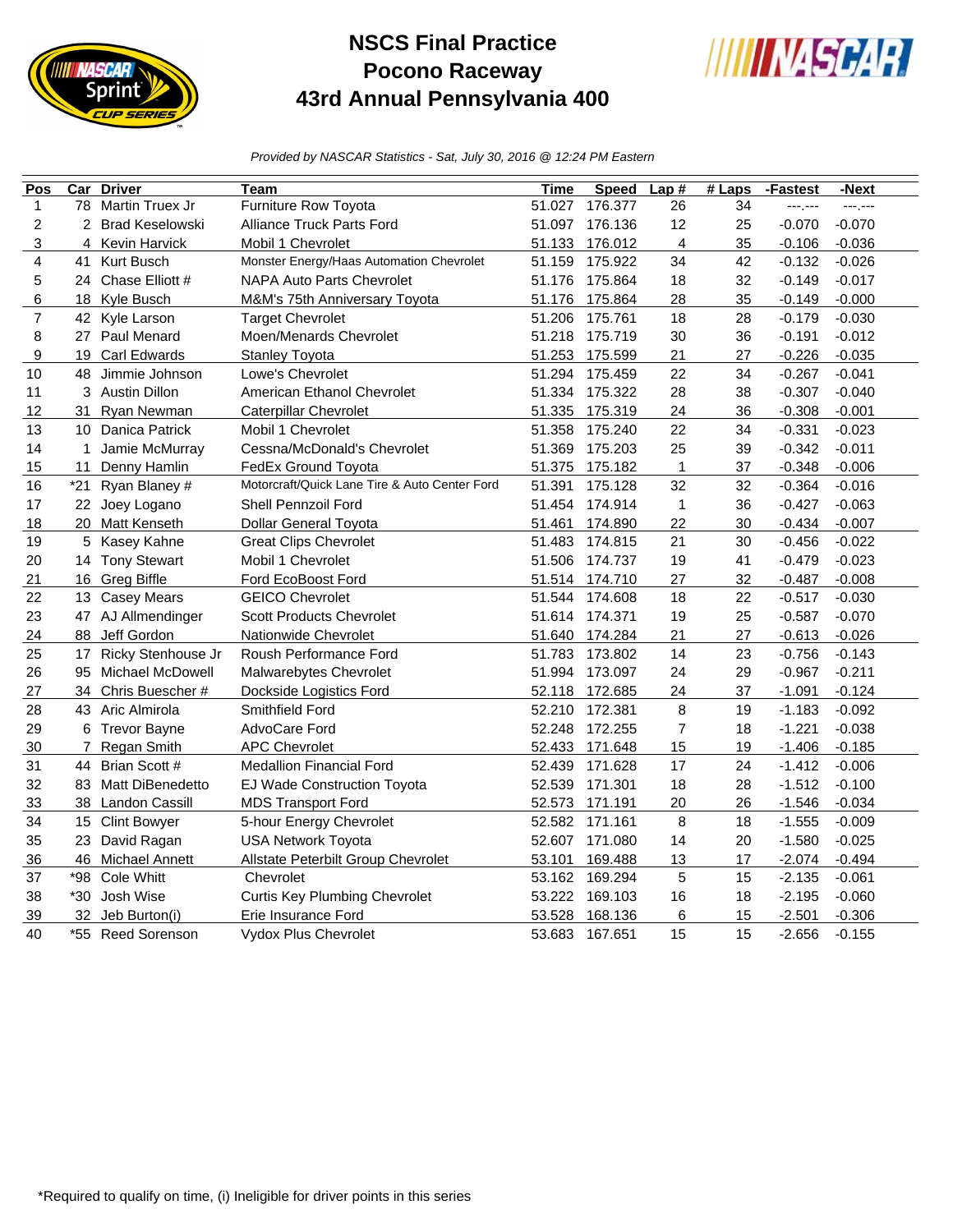# NSCS Final Practice
# Pocono Raceway
# 43rd Annual Pennsylvania 400

*Provided by NASCAR Statistics - Sat, July 30, 2016 @ 12:24 PM Eastern*

| Pos | Car | Driver | Team | Time | Speed | Lap # | # Laps | -Fastest | -Next |
|---|---|---|---|---|---|---|---|---|---|
| 1 | 78 | Martin Truex Jr | Furniture Row Toyota | 51.027 | 176.377 | 26 | 34 | ---.--- | ---.--- |
| 2 | 2 | Brad Keselowski | Alliance Truck Parts Ford | 51.097 | 176.136 | 12 | 25 | -0.070 | -0.070 |
| 3 | 4 | Kevin Harvick | Mobil 1 Chevrolet | 51.133 | 176.012 | 4 | 35 | -0.106 | -0.036 |
| 4 | 41 | Kurt Busch | Monster Energy/Haas Automation Chevrolet | 51.159 | 175.922 | 34 | 42 | -0.132 | -0.026 |
| 5 | 24 | Chase Elliott # | NAPA Auto Parts Chevrolet | 51.176 | 175.864 | 18 | 32 | -0.149 | -0.017 |
| 6 | 18 | Kyle Busch | M&M's 75th Anniversary Toyota | 51.176 | 175.864 | 28 | 35 | -0.149 | -0.000 |
| 7 | 42 | Kyle Larson | Target Chevrolet | 51.206 | 175.761 | 18 | 28 | -0.179 | -0.030 |
| 8 | 27 | Paul Menard | Moen/Menards Chevrolet | 51.218 | 175.719 | 30 | 36 | -0.191 | -0.012 |
| 9 | 19 | Carl Edwards | Stanley Toyota | 51.253 | 175.599 | 21 | 27 | -0.226 | -0.035 |
| 10 | 48 | Jimmie Johnson | Lowe's Chevrolet | 51.294 | 175.459 | 22 | 34 | -0.267 | -0.041 |
| 11 | 3 | Austin Dillon | American Ethanol Chevrolet | 51.334 | 175.322 | 28 | 38 | -0.307 | -0.040 |
| 12 | 31 | Ryan Newman | Caterpillar Chevrolet | 51.335 | 175.319 | 24 | 36 | -0.308 | -0.001 |
| 13 | 10 | Danica Patrick | Mobil 1 Chevrolet | 51.358 | 175.240 | 22 | 34 | -0.331 | -0.023 |
| 14 | 1 | Jamie McMurray | Cessna/McDonald's Chevrolet | 51.369 | 175.203 | 25 | 39 | -0.342 | -0.011 |
| 15 | 11 | Denny Hamlin | FedEx Ground Toyota | 51.375 | 175.182 | 1 | 37 | -0.348 | -0.006 |
| 16 | *21 | Ryan Blaney # | Motorcraft/Quick Lane Tire & Auto Center Ford | 51.391 | 175.128 | 32 | 32 | -0.364 | -0.016 |
| 17 | 22 | Joey Logano | Shell Pennzoil Ford | 51.454 | 174.914 | 1 | 36 | -0.427 | -0.063 |
| 18 | 20 | Matt Kenseth | Dollar General Toyota | 51.461 | 174.890 | 22 | 30 | -0.434 | -0.007 |
| 19 | 5 | Kasey Kahne | Great Clips Chevrolet | 51.483 | 174.815 | 21 | 30 | -0.456 | -0.022 |
| 20 | 14 | Tony Stewart | Mobil 1 Chevrolet | 51.506 | 174.737 | 19 | 41 | -0.479 | -0.023 |
| 21 | 16 | Greg Biffle | Ford EcoBoost Ford | 51.514 | 174.710 | 27 | 32 | -0.487 | -0.008 |
| 22 | 13 | Casey Mears | GEICO Chevrolet | 51.544 | 174.608 | 18 | 22 | -0.517 | -0.030 |
| 23 | 47 | AJ Allmendinger | Scott Products Chevrolet | 51.614 | 174.371 | 19 | 25 | -0.587 | -0.070 |
| 24 | 88 | Jeff Gordon | Nationwide Chevrolet | 51.640 | 174.284 | 21 | 27 | -0.613 | -0.026 |
| 25 | 17 | Ricky Stenhouse Jr | Roush Performance Ford | 51.783 | 173.802 | 14 | 23 | -0.756 | -0.143 |
| 26 | 95 | Michael McDowell | Malwarebytes Chevrolet | 51.994 | 173.097 | 24 | 29 | -0.967 | -0.211 |
| 27 | 34 | Chris Buescher # | Dockside Logistics Ford | 52.118 | 172.685 | 24 | 37 | -1.091 | -0.124 |
| 28 | 43 | Aric Almirola | Smithfield Ford | 52.210 | 172.381 | 8 | 19 | -1.183 | -0.092 |
| 29 | 6 | Trevor Bayne | AdvoCare Ford | 52.248 | 172.255 | 7 | 18 | -1.221 | -0.038 |
| 30 | 7 | Regan Smith | APC Chevrolet | 52.433 | 171.648 | 15 | 19 | -1.406 | -0.185 |
| 31 | 44 | Brian Scott # | Medallion Financial Ford | 52.439 | 171.628 | 17 | 24 | -1.412 | -0.006 |
| 32 | 83 | Matt DiBenedetto | EJ Wade Construction Toyota | 52.539 | 171.301 | 18 | 28 | -1.512 | -0.100 |
| 33 | 38 | Landon Cassill | MDS Transport Ford | 52.573 | 171.191 | 20 | 26 | -1.546 | -0.034 |
| 34 | 15 | Clint Bowyer | 5-hour Energy Chevrolet | 52.582 | 171.161 | 8 | 18 | -1.555 | -0.009 |
| 35 | 23 | David Ragan | USA Network Toyota | 52.607 | 171.080 | 14 | 20 | -1.580 | -0.025 |
| 36 | 46 | Michael Annett | Allstate Peterbilt Group Chevrolet | 53.101 | 169.488 | 13 | 17 | -2.074 | -0.494 |
| 37 | *98 | Cole Whitt | Chevrolet | 53.162 | 169.294 | 5 | 15 | -2.135 | -0.061 |
| 38 | *30 | Josh Wise | Curtis Key Plumbing Chevrolet | 53.222 | 169.103 | 16 | 18 | -2.195 | -0.060 |
| 39 | 32 | Jeb Burton(i) | Erie Insurance Ford | 53.528 | 168.136 | 6 | 15 | -2.501 | -0.306 |
| 40 | *55 | Reed Sorenson | Vydox Plus Chevrolet | 53.683 | 167.651 | 15 | 15 | -2.656 | -0.155 |

*Required to qualify on time, (i) Ineligible for driver points in this series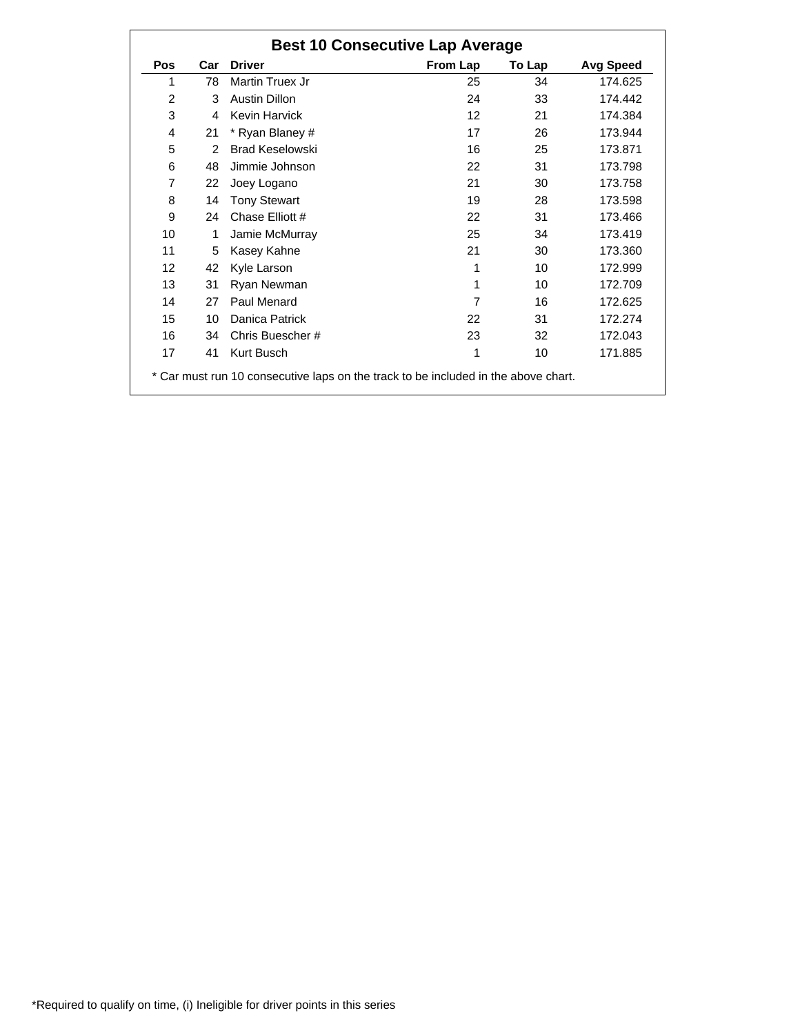## Best 10 Consecutive Lap Average

| Pos | Car | Driver | From Lap | To Lap | Avg Speed |
|---|---|---|---|---|---|
| 1 | 78 | Martin Truex Jr | 25 | 34 | 174.625 |
| 2 | 3 | Austin Dillon | 24 | 33 | 174.442 |
| 3 | 4 | Kevin Harvick | 12 | 21 | 174.384 |
| 4 | 21 | * Ryan Blaney # | 17 | 26 | 173.944 |
| 5 | 2 | Brad Keselowski | 16 | 25 | 173.871 |
| 6 | 48 | Jimmie Johnson | 22 | 31 | 173.798 |
| 7 | 22 | Joey Logano | 21 | 30 | 173.758 |
| 8 | 14 | Tony Stewart | 19 | 28 | 173.598 |
| 9 | 24 | Chase Elliott # | 22 | 31 | 173.466 |
| 10 | 1 | Jamie McMurray | 25 | 34 | 173.419 |
| 11 | 5 | Kasey Kahne | 21 | 30 | 173.360 |
| 12 | 42 | Kyle Larson | 1 | 10 | 172.999 |
| 13 | 31 | Ryan Newman | 1 | 10 | 172.709 |
| 14 | 27 | Paul Menard | 7 | 16 | 172.625 |
| 15 | 10 | Danica Patrick | 22 | 31 | 172.274 |
| 16 | 34 | Chris Buescher # | 23 | 32 | 172.043 |
| 17 | 41 | Kurt Busch | 1 | 10 | 171.885 |

* Car must run 10 consecutive laps on the track to be included in the above chart.

*Required to qualify on time, (i) Ineligible for driver points in this series